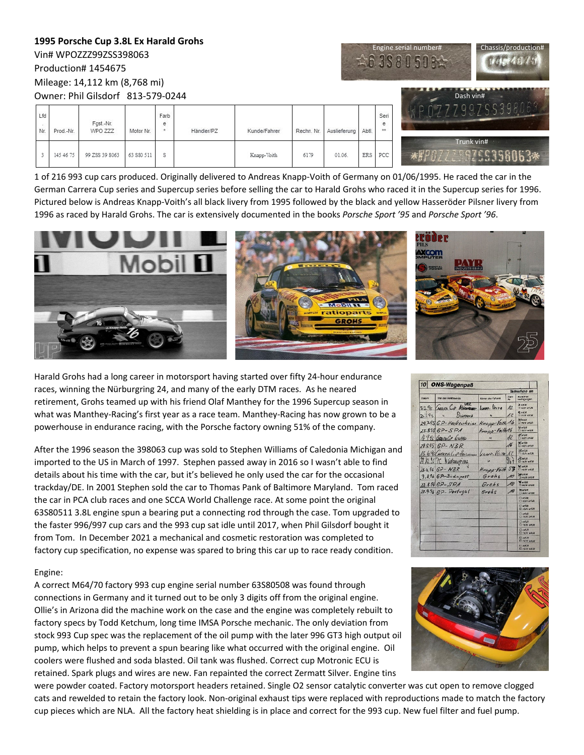**1995 Porsche Cup 3.8L Ex Harald Grohs**

Vin# WPOZZZ99ZSS398063

Production# 1454675

Mileage: 14,112 km (8,768 mi)

Owner: Phil Gilsdorf 813-579-0244

| Lfd. Nr. | Prod.-Nr. | Fgst.-Nr. WPO ZZZ | Motor Nr. | Farbe * | Händler/PZ | Kunde/Fahrer | Rechn. Nr. | Auslieferung | Abtl. | Serie ** |
|---|---|---|---|---|---|---|---|---|---|---|
| 3 | 145 46 75 | 99 ZSS 39 8063 | 63 S80 511 | S | | Knapp-Voith | 6179 | 01.06. | ERS | PCC |

1 of 216 993 cup cars produced. Originally delivered to Andreas Knapp-Voith of Germany on 01/06/1995. He raced the car in the German Carrera Cup series and Supercup series before selling the car to Harald Grohs who raced it in the Supercup series for 1996. Pictured below is Andreas Knapp-Voith's all black livery from 1995 followed by the black and yellow Hasseröder Pilsner livery from 1996 as raced by Harald Grohs. The car is extensively documented in the books *Porsche Sport '95* and *Porsche Sport '96*.

Harald Grohs had a long career in motorsport having started over fifty 24-hour endurance races, winning the Nürburgring 24, and many of the early DTM races. As he neared retirement, Grohs teamed up with his friend Olaf Manthey for the 1996 Supercup season in what was Manthey-Racing's first year as a race team. Manthey-Racing has now grown to be a powerhouse in endurance racing, with the Porsche factory owning 51% of the company.

After the 1996 season the 398063 cup was sold to Stephen Williams of Caledonia Michigan and imported to the US in March of 1997. Stephen passed away in 2016 so I wasn't able to find details about his time with the car, but it's believed he only used the car for the occasional trackday/DE. In 2001 Stephen sold the car to Thomas Pank of Baltimore Maryland. Tom raced the car in PCA club races and one SCCA World Challenge race. At some point the original 63S80511 3.8L engine spun a bearing put a connecting rod through the case. Tom upgraded to the faster 996/997 cup cars and the 993 cup sat idle until 2017, when Phil Gilsdorf bought it from Tom. In December 2021 a mechanical and cosmetic restoration was completed to factory cup specification, no expense was spared to bring this car up to race ready condition.

Engine:

A correct M64/70 factory 993 cup engine serial number 63S80508 was found through connections in Germany and it turned out to be only 3 digits off from the original engine. Ollie's in Arizona did the machine work on the case and the engine was completely rebuilt to factory specs by Todd Ketchum, long time IMSA Porsche mechanic. The only deviation from stock 993 Cup spec was the replacement of the oil pump with the later 996 GT3 high output oil pump, which helps to prevent a spun bearing like what occurred with the original engine. Oil coolers were flushed and soda blasted. Oil tank was flushed. Correct cup Motronic ECU is retained. Spark plugs and wires are new. Fan repainted the correct Zermatt Silver. Engine tins were powder coated. Factory motorsport headers retained. Single O2 sensor catalytic converter was cut open to remove clogged cats and rewelded to retain the factory look. Non-original exhaust tips were replaced with reproductions made to match the factory cup pieces which are NLA. All the factory heat shielding is in place and correct for the 993 cup. New fuel filter and fuel pump.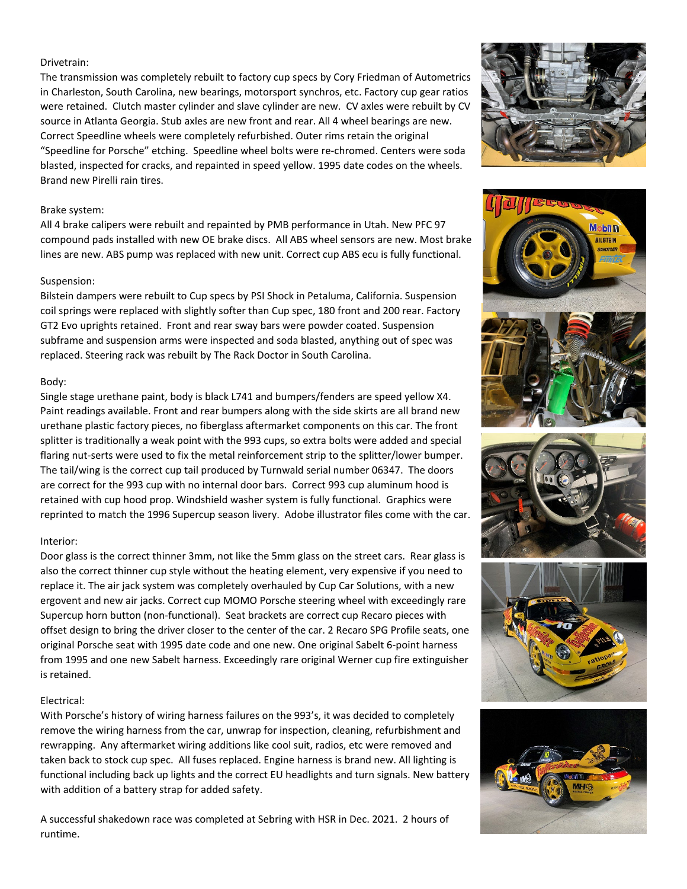Drivetrain:

The transmission was completely rebuilt to factory cup specs by Cory Friedman of Autometrics in Charleston, South Carolina, new bearings, motorsport synchros, etc. Factory cup gear ratios were retained. Clutch master cylinder and slave cylinder are new. CV axles were rebuilt by CV source in Atlanta Georgia. Stub axles are new front and rear. All 4 wheel bearings are new. Correct Speedline wheels were completely refurbished. Outer rims retain the original "Speedline for Porsche" etching. Speedline wheel bolts were re-chromed. Centers were soda blasted, inspected for cracks, and repainted in speed yellow. 1995 date codes on the wheels. Brand new Pirelli rain tires.

Brake system:

All 4 brake calipers were rebuilt and repainted by PMB performance in Utah. New PFC 97 compound pads installed with new OE brake discs. All ABS wheel sensors are new. Most brake lines are new. ABS pump was replaced with new unit. Correct cup ABS ecu is fully functional.

Suspension:

Bilstein dampers were rebuilt to Cup specs by PSI Shock in Petaluma, California. Suspension coil springs were replaced with slightly softer than Cup spec, 180 front and 200 rear. Factory GT2 Evo uprights retained. Front and rear sway bars were powder coated. Suspension subframe and suspension arms were inspected and soda blasted, anything out of spec was replaced. Steering rack was rebuilt by The Rack Doctor in South Carolina.

Body:

Single stage urethane paint, body is black L741 and bumpers/fenders are speed yellow X4. Paint readings available. Front and rear bumpers along with the side skirts are all brand new urethane plastic factory pieces, no fiberglass aftermarket components on this car. The front splitter is traditionally a weak point with the 993 cups, so extra bolts were added and special flaring nut-serts were used to fix the metal reinforcement strip to the splitter/lower bumper. The tail/wing is the correct cup tail produced by Turnwald serial number 06347. The doors are correct for the 993 cup with no internal door bars. Correct 993 cup aluminum hood is retained with cup hood prop. Windshield washer system is fully functional. Graphics were reprinted to match the 1996 Supercup season livery. Adobe illustrator files come with the car.

Interior:

Door glass is the correct thinner 3mm, not like the 5mm glass on the street cars. Rear glass is also the correct thinner cup style without the heating element, very expensive if you need to replace it. The air jack system was completely overhauled by Cup Car Solutions, with a new ergovent and new air jacks. Correct cup MOMO Porsche steering wheel with exceedingly rare Supercup horn button (non-functional). Seat brackets are correct cup Recaro pieces with offset design to bring the driver closer to the center of the car. 2 Recaro SPG Profile seats, one original Porsche seat with 1995 date code and one new. One original Sabelt 6-point harness from 1995 and one new Sabelt harness. Exceedingly rare original Werner cup fire extinguisher is retained.

Electrical:

With Porsche's history of wiring harness failures on the 993's, it was decided to completely remove the wiring harness from the car, unwrap for inspection, cleaning, refurbishment and rewrapping. Any aftermarket wiring additions like cool suit, radios, etc were removed and taken back to stock cup spec. All fuses replaced. Engine harness is brand new. All lighting is functional including back up lights and the correct EU headlights and turn signals. New battery with addition of a battery strap for added safety.

A successful shakedown race was completed at Sebring with HSR in Dec. 2021. 2 hours of runtime.